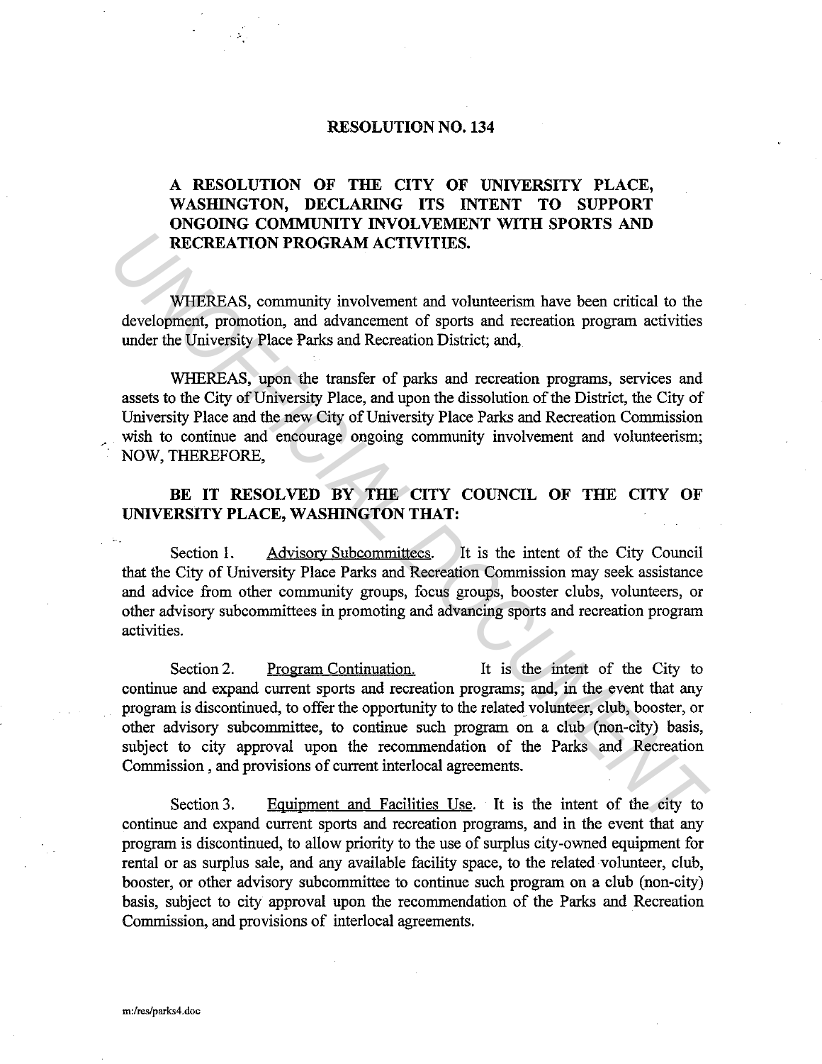# RESOLUTION NO. 134

**A RESOLUTION OF THE CITY OF UNIVERSITY PLACE, WASHINGTON, DECLARING ITS INTENT TO SUPPORT ONGOING COMMUNITY INVOLVEMENT WITH SPORTS AND RECREATION PROGRAM ACTIVITIES.**

WHEREAS, community involvement and volunteerism have been critical to the development, promotion, and advancement of sports and recreation program activities under the University Place Parks and Recreation District; and,

WHEREAS, upon the transfer of parks and recreation programs, services and assets to the City of University Place, and upon the dissolution of the District, the City of University Place and the new City of University Place Parks and Recreation Commission wish to continue and encourage ongoing community involvement and volunteerism; NOW, THEREFORE,

**BE IT RESOLVED BY THE CITY COUNCIL OF THE CITY OF UNIVERSITY PLACE, WASHINGTON THAT:**

Section 1. Advisory Subcommittees. It is the intent of the City Council that the City of University Place Parks and Recreation Commission may seek assistance and advice from other community groups, focus groups, booster clubs, volunteers, or other advisory subcommittees in promoting and advancing sports and recreation program activities.

Section 2. Program Continuation. It is the intent of the City to continue and expand current sports and recreation programs; and, in the event that any program is discontinued, to offer the opportunity to the related volunteer, club, booster, or other advisory subcommittee, to continue such program on a club (non-city) basis, subject to city approval upon the recommendation of the Parks and Recreation Commission , and provisions of current interlocal agreements.

Section 3. Equipment and Facilities Use. It is the intent of the city to continue and expand current sports and recreation programs, and in the event that any program is discontinued, to allow priority to the use of surplus city-owned equipment for rental or as surplus sale, and any available facility space, to the related volunteer, club, booster, or other advisory subcommittee to continue such program on a club (non-city) basis, subject to city approval upon the recommendation of the Parks and Recreation Commission, and provisions of interlocal agreements.

m:/res/parks4.doc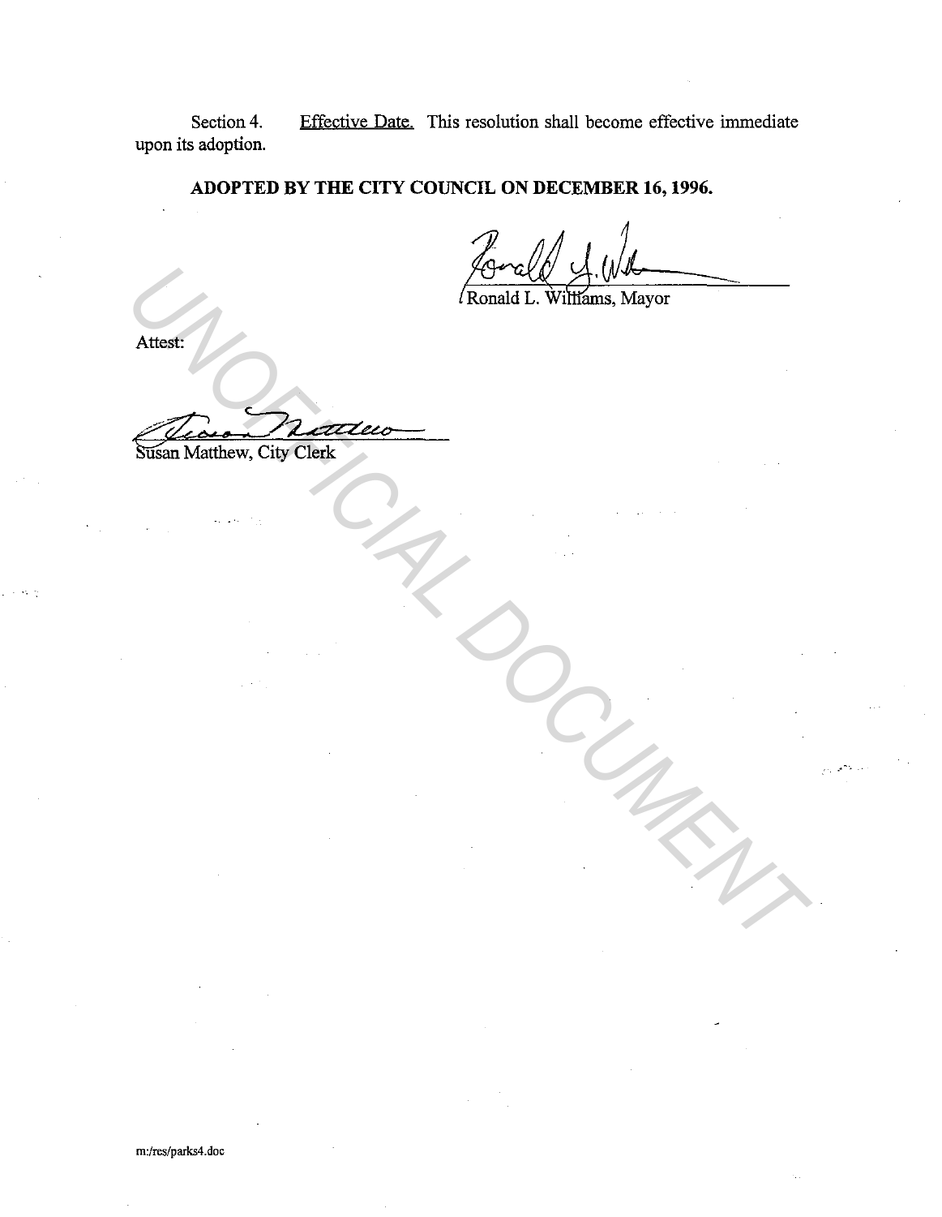Section 4. Effective Date. This resolution shall become effective immediate upon its adoption.

**ADOPTED BY THE CITY COUNCIL ON DECEMBER 16, 1996.**

Ronald L. Williams, Mayor

Attest:

Susan Matthew, City Clerk

m:/res/parks4.doc